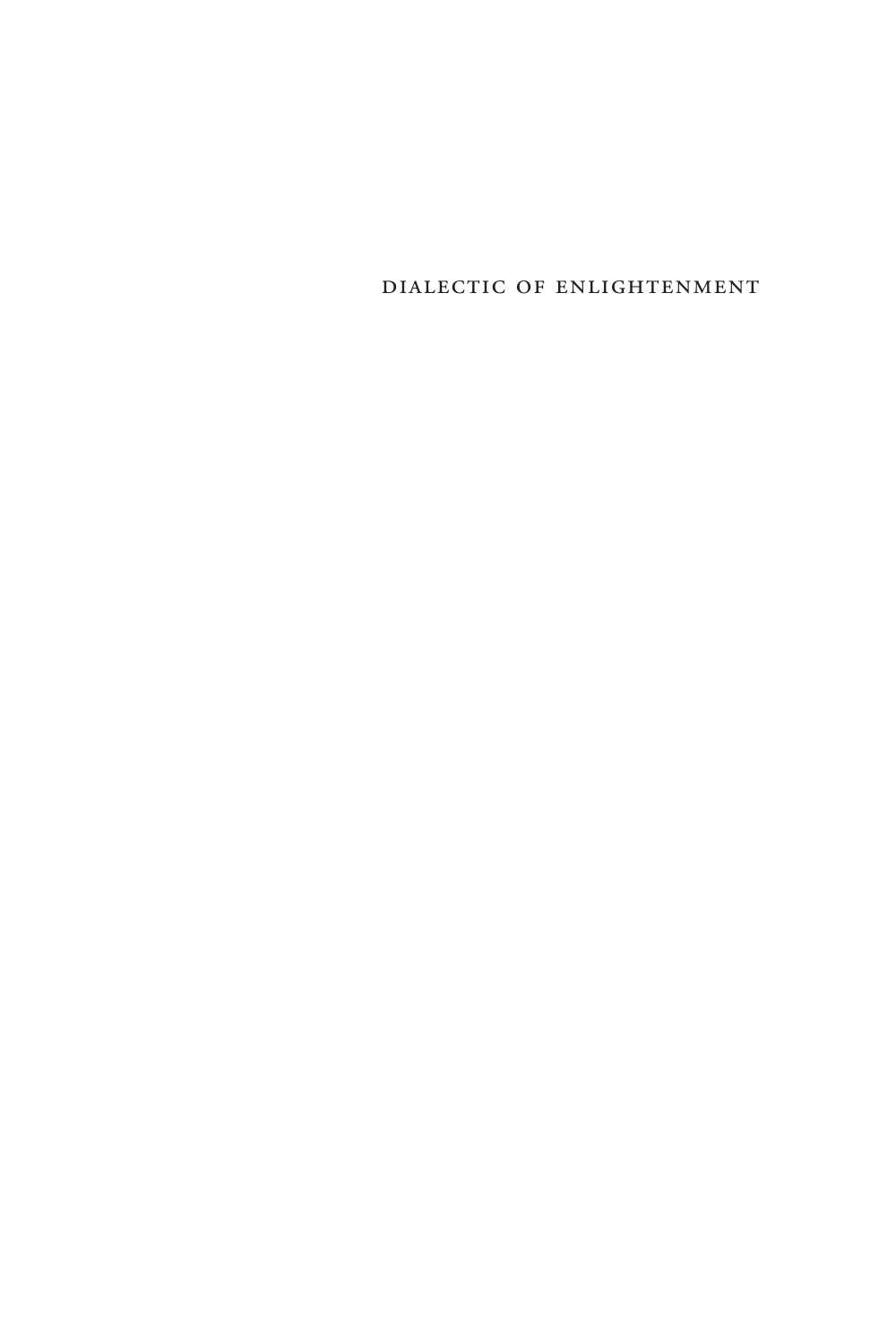# DIALECTIC OF ENLIGHTENMENT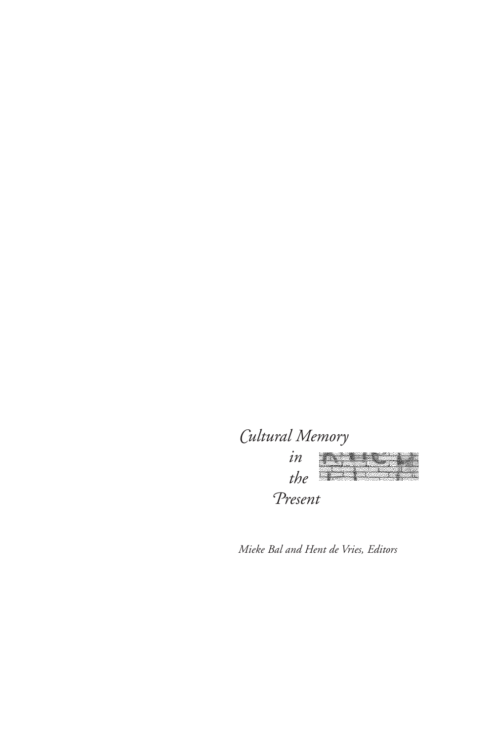*Cultural Memory*

*in*

*the*

*Present*

*Mieke Bal and Hent de Vries, Editors*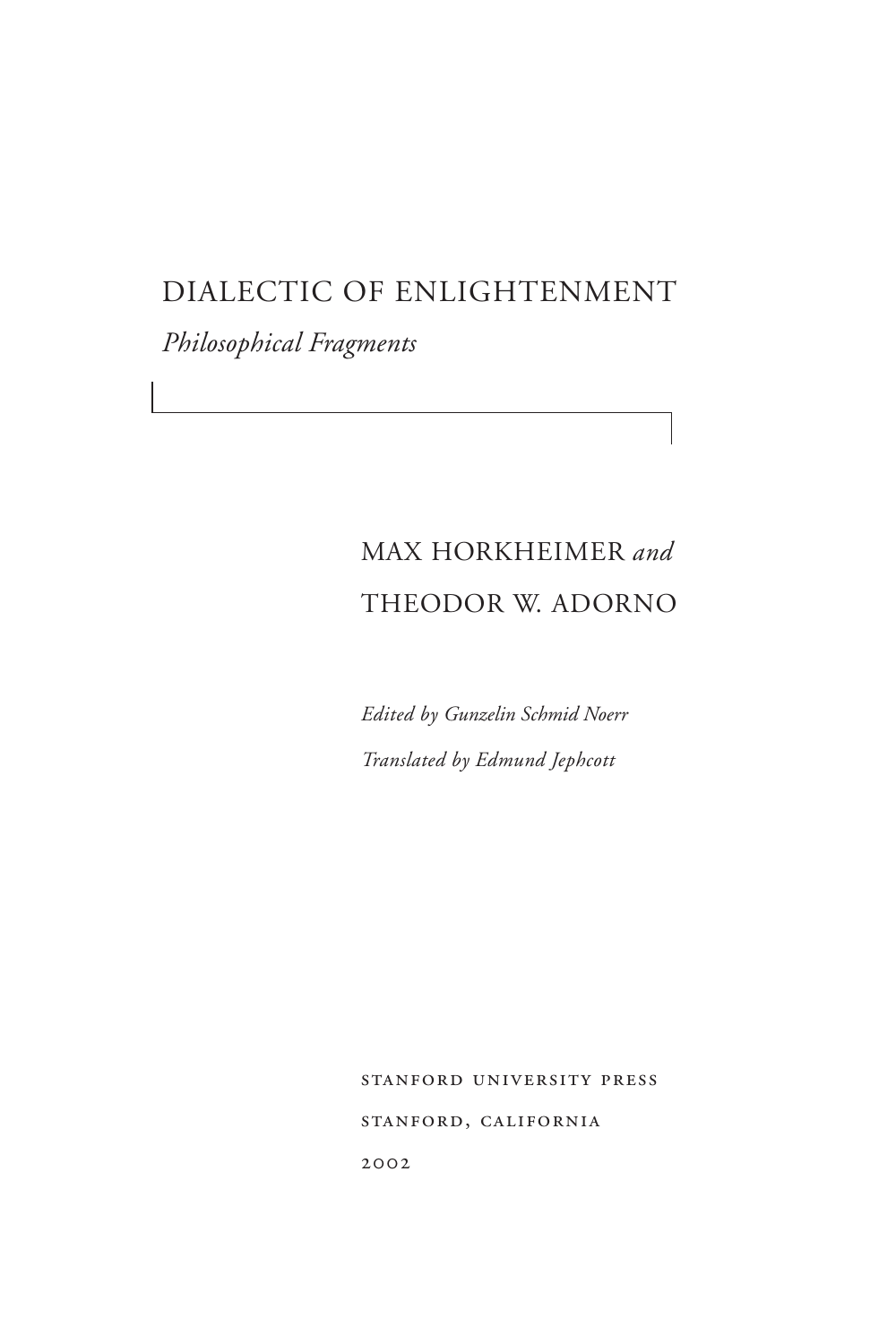# DIALECTIC OF ENLIGHTENMENT

*Philosophical Fragments*

MAX HORKHEIMER *and*
THEODOR W. ADORNO

*Edited by Gunzelin Schmid Noerr*

*Translated by Edmund Jephcott*

STANFORD UNIVERSITY PRESS
STANFORD, CALIFORNIA
2002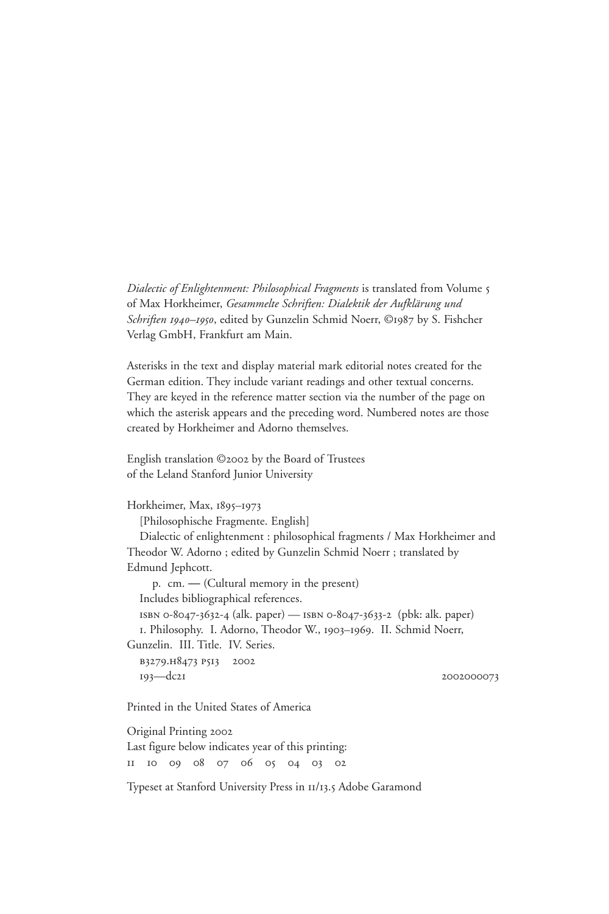*Dialectic of Enlightenment: Philosophical Fragments* is translated from Volume 5 of Max Horkheimer, *Gesammelte Schriften: Dialektik der Aufklärung und Schriften 1940–1950*, edited by Gunzelin Schmid Noerr, ©1987 by S. Fishcher Verlag GmbH, Frankfurt am Main.

Asterisks in the text and display material mark editorial notes created for the German edition. They include variant readings and other textual concerns. They are keyed in the reference matter section via the number of the page on which the asterisk appears and the preceding word. Numbered notes are those created by Horkheimer and Adorno themselves.

English translation ©2002 by the Board of Trustees
of the Leland Stanford Junior University

Horkheimer, Max, 1895–1973
[Philosophische Fragmente. English]
Dialectic of enlightenment : philosophical fragments / Max Horkheimer and Theodor W. Adorno ; edited by Gunzelin Schmid Noerr ; translated by Edmund Jephcott.
p. cm. — (Cultural memory in the present)
Includes bibliographical references.
ISBN 0-8047-3632-4 (alk. paper) — ISBN 0-8047-3633-2 (pbk: alk. paper)
1. Philosophy. I. Adorno, Theodor W., 1903–1969. II. Schmid Noerr, Gunzelin. III. Title. IV. Series.
B3279.H8473 P513 2002
193—dc21 2002000073

Printed in the United States of America

Original Printing 2002
Last figure below indicates year of this printing:
11 10 09 08 07 06 05 04 03 02

Typeset at Stanford University Press in 11/13.5 Adobe Garamond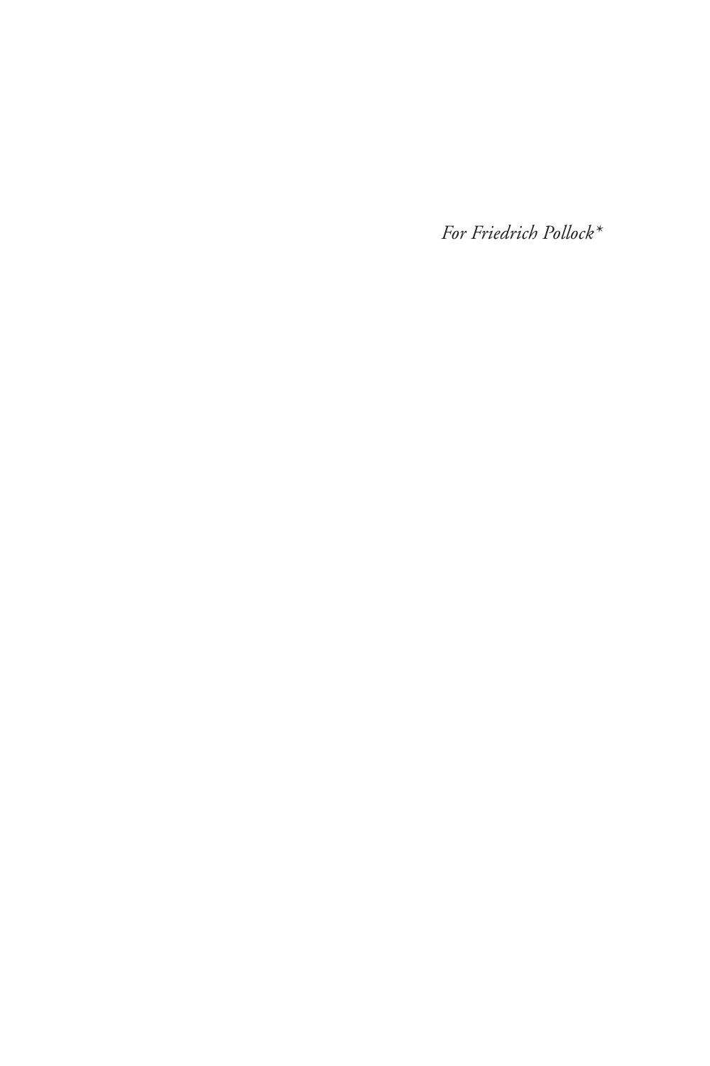*For Friedrich Pollock**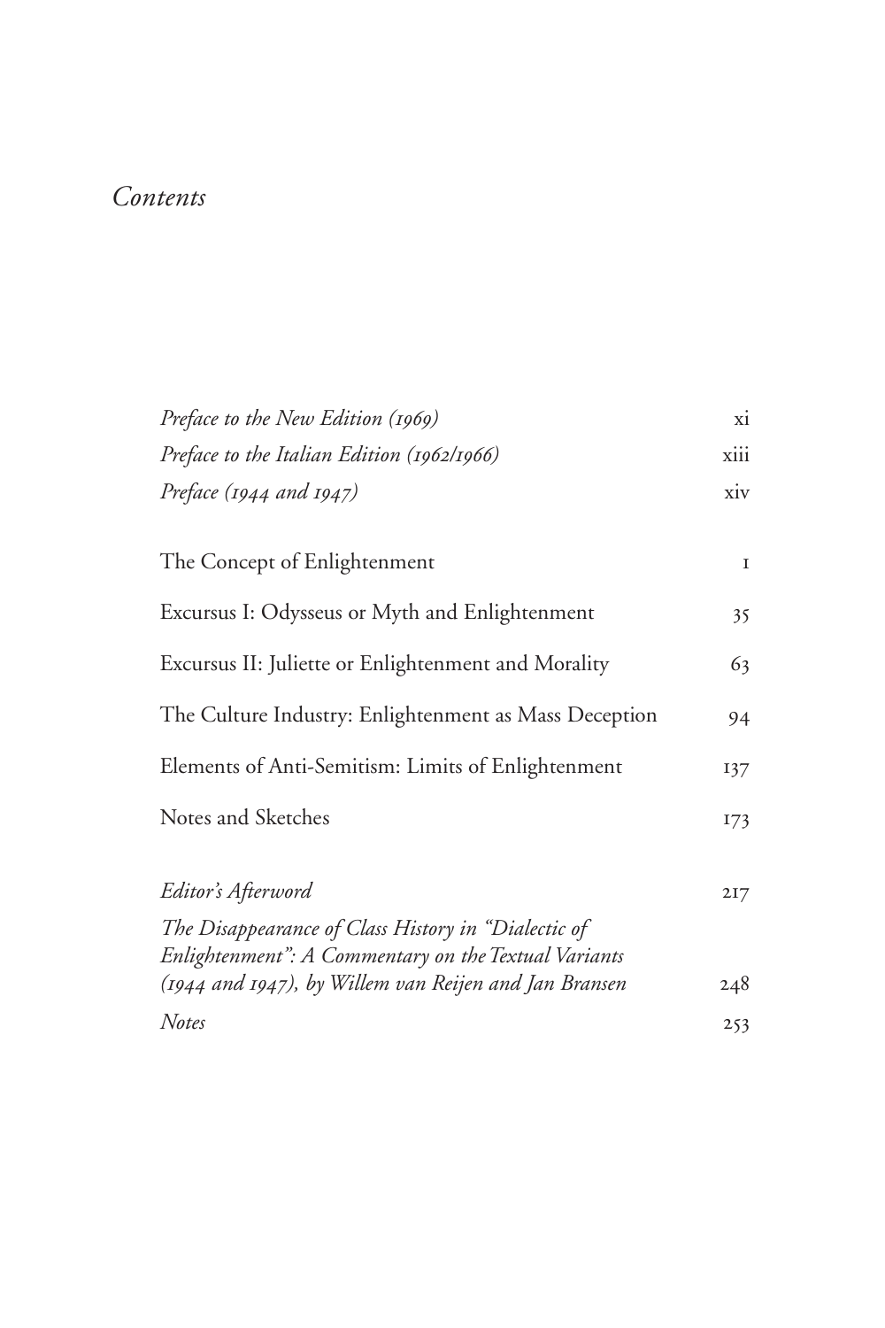# *Contents*

| | |
|---|---|
| *Preface to the New Edition (1969)* | xi |
| *Preface to the Italian Edition (1962/1966)* | xiii |
| *Preface (1944 and 1947)* | xiv |
| The Concept of Enlightenment | 1 |
| Excursus I: Odysseus or Myth and Enlightenment | 35 |
| Excursus II: Juliette or Enlightenment and Morality | 63 |
| The Culture Industry: Enlightenment as Mass Deception | 94 |
| Elements of Anti-Semitism: Limits of Enlightenment | 137 |
| Notes and Sketches | 173 |
| *Editor's Afterword* | 217 |
| *The Disappearance of Class History in "Dialectic of Enlightenment": A Commentary on the Textual Variants (1944 and 1947), by Willem van Reijen and Jan Bransen* | 248 |
| *Notes* | 253 |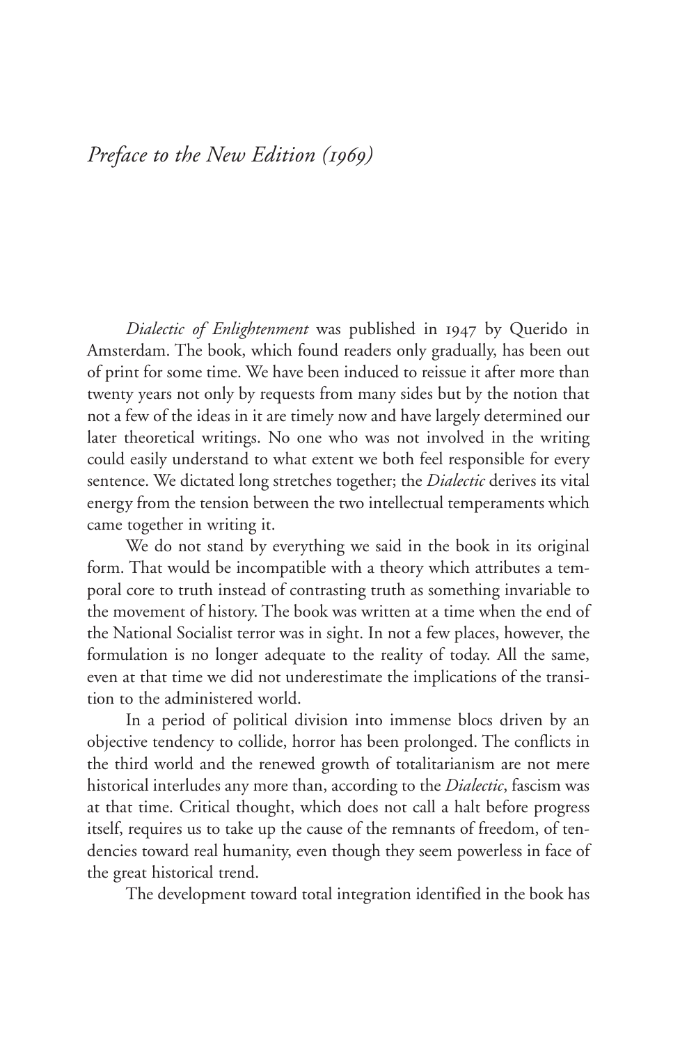# *Preface to the New Edition (1969)*

*Dialectic of Enlightenment* was published in 1947 by Querido in Amsterdam. The book, which found readers only gradually, has been out of print for some time. We have been induced to reissue it after more than twenty years not only by requests from many sides but by the notion that not a few of the ideas in it are timely now and have largely determined our later theoretical writings. No one who was not involved in the writing could easily understand to what extent we both feel responsible for every sentence. We dictated long stretches together; the *Dialectic* derives its vital energy from the tension between the two intellectual temperaments which came together in writing it.

We do not stand by everything we said in the book in its original form. That would be incompatible with a theory which attributes a temporal core to truth instead of contrasting truth as something invariable to the movement of history. The book was written at a time when the end of the National Socialist terror was in sight. In not a few places, however, the formulation is no longer adequate to the reality of today. All the same, even at that time we did not underestimate the implications of the transition to the administered world.

In a period of political division into immense blocs driven by an objective tendency to collide, horror has been prolonged. The conflicts in the third world and the renewed growth of totalitarianism are not mere historical interludes any more than, according to the *Dialectic*, fascism was at that time. Critical thought, which does not call a halt before progress itself, requires us to take up the cause of the remnants of freedom, of tendencies toward real humanity, even though they seem powerless in face of the great historical trend.

The development toward total integration identified in the book has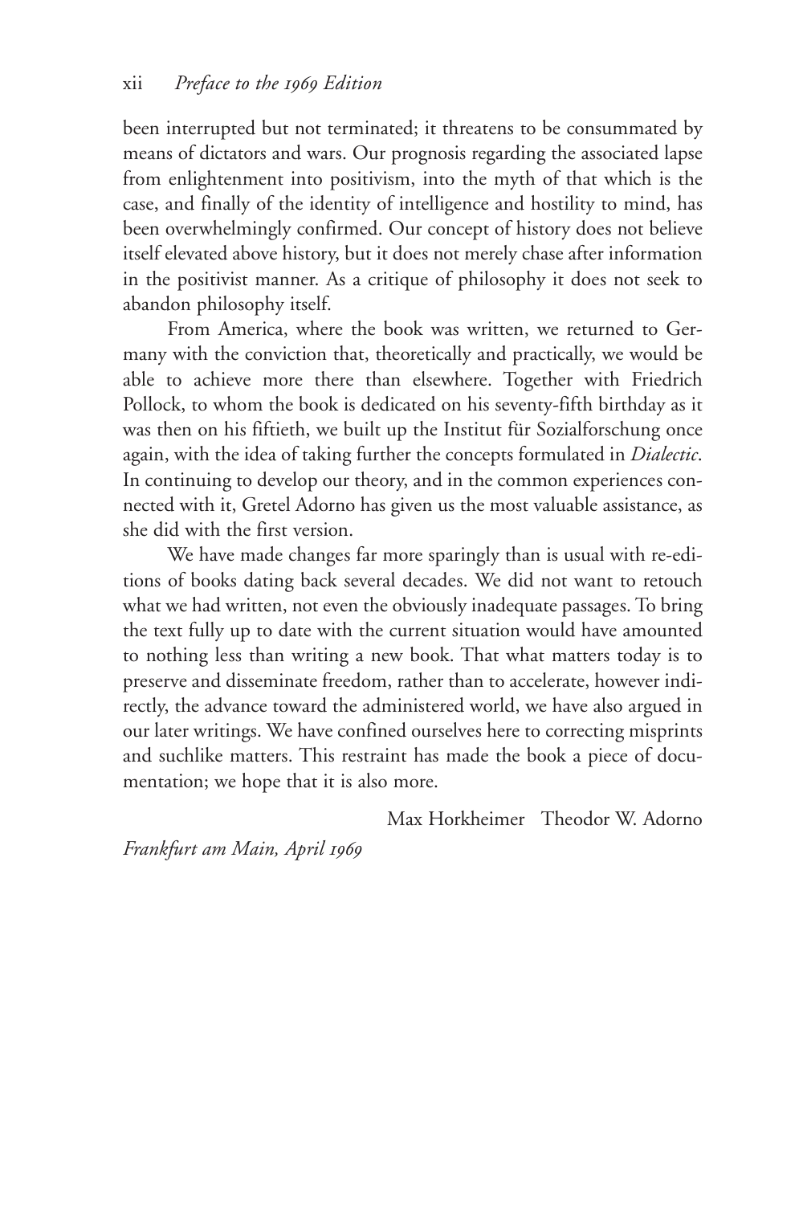been interrupted but not terminated; it threatens to be consummated by means of dictators and wars. Our prognosis regarding the associated lapse from enlightenment into positivism, into the myth of that which is the case, and finally of the identity of intelligence and hostility to mind, has been overwhelmingly confirmed. Our concept of history does not believe itself elevated above history, but it does not merely chase after information in the positivist manner. As a critique of philosophy it does not seek to abandon philosophy itself.

From America, where the book was written, we returned to Germany with the conviction that, theoretically and practically, we would be able to achieve more there than elsewhere. Together with Friedrich Pollock, to whom the book is dedicated on his seventy-fifth birthday as it was then on his fiftieth, we built up the Institut für Sozialforschung once again, with the idea of taking further the concepts formulated in *Dialectic*. In continuing to develop our theory, and in the common experiences connected with it, Gretel Adorno has given us the most valuable assistance, as she did with the first version.

We have made changes far more sparingly than is usual with re-editions of books dating back several decades. We did not want to retouch what we had written, not even the obviously inadequate passages. To bring the text fully up to date with the current situation would have amounted to nothing less than writing a new book. That what matters today is to preserve and disseminate freedom, rather than to accelerate, however indirectly, the advance toward the administered world, we have also argued in our later writings. We have confined ourselves here to correcting misprints and suchlike matters. This restraint has made the book a piece of documentation; we hope that it is also more.

Max Horkheimer Theodor W. Adorno

*Frankfurt am Main, April 1969*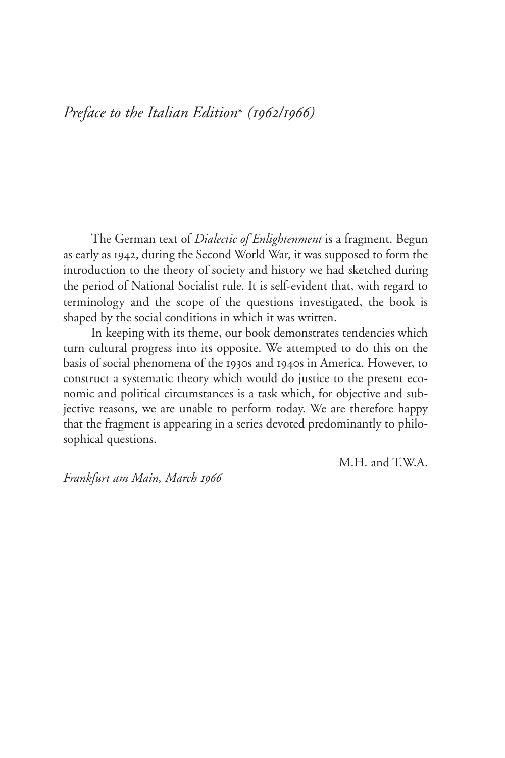# *Preface to the Italian Edition\* (1962/1966)*

The German text of *Dialectic of Enlightenment* is a fragment. Begun as early as 1942, during the Second World War, it was supposed to form the introduction to the theory of society and history we had sketched during the period of National Socialist rule. It is self-evident that, with regard to terminology and the scope of the questions investigated, the book is shaped by the social conditions in which it was written.

In keeping with its theme, our book demonstrates tendencies which turn cultural progress into its opposite. We attempted to do this on the basis of social phenomena of the 1930s and 1940s in America. However, to construct a systematic theory which would do justice to the present economic and political circumstances is a task which, for objective and subjective reasons, we are unable to perform today. We are therefore happy that the fragment is appearing in a series devoted predominantly to philosophical questions.

M.H. and T.W.A.

*Frankfurt am Main, March 1966*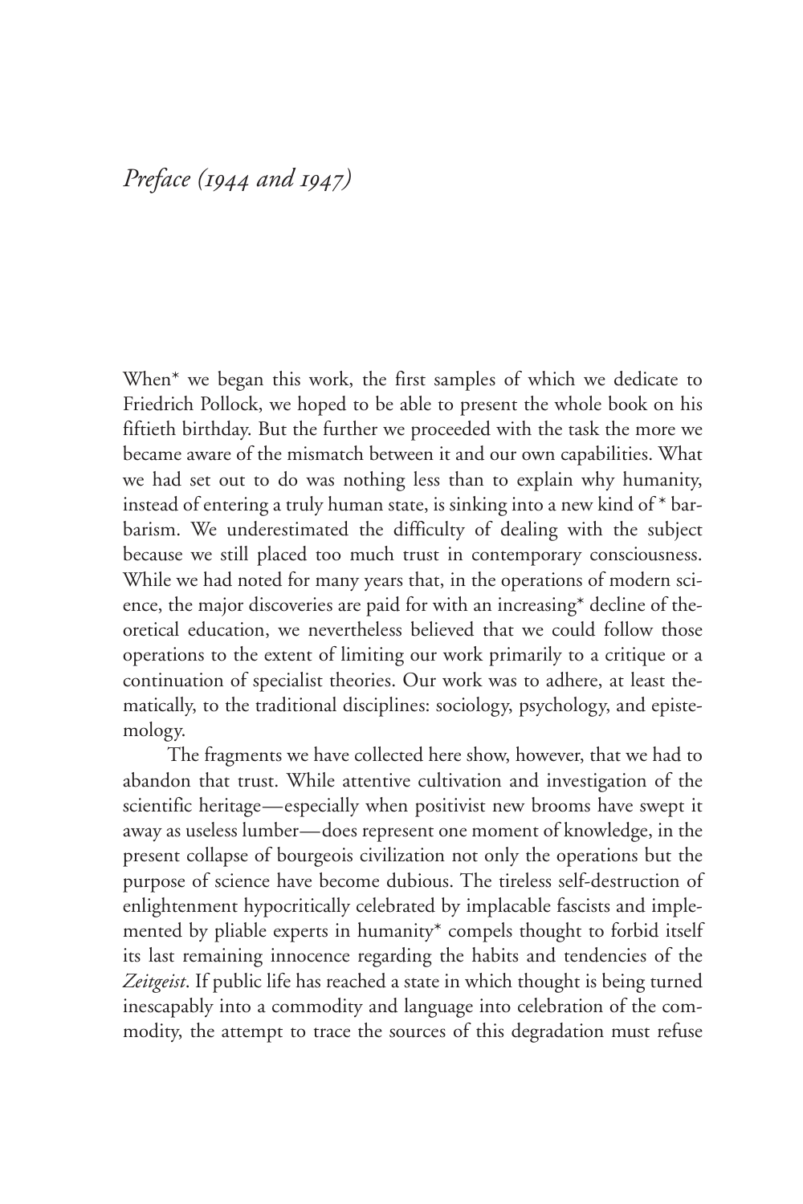# *Preface (1944 and 1947)*

When* we began this work, the first samples of which we dedicate to Friedrich Pollock, we hoped to be able to present the whole book on his fiftieth birthday. But the further we proceeded with the task the more we became aware of the mismatch between it and our own capabilities. What we had set out to do was nothing less than to explain why humanity, instead of entering a truly human state, is sinking into a new kind of * barbarism. We underestimated the difficulty of dealing with the subject because we still placed too much trust in contemporary consciousness. While we had noted for many years that, in the operations of modern science, the major discoveries are paid for with an increasing* decline of theoretical education, we nevertheless believed that we could follow those operations to the extent of limiting our work primarily to a critique or a continuation of specialist theories. Our work was to adhere, at least thematically, to the traditional disciplines: sociology, psychology, and epistemology.

The fragments we have collected here show, however, that we had to abandon that trust. While attentive cultivation and investigation of the scientific heritage—especially when positivist new brooms have swept it away as useless lumber—does represent one moment of knowledge, in the present collapse of bourgeois civilization not only the operations but the purpose of science have become dubious. The tireless self-destruction of enlightenment hypocritically celebrated by implacable fascists and implemented by pliable experts in humanity* compels thought to forbid itself its last remaining innocence regarding the habits and tendencies of the *Zeitgeist*. If public life has reached a state in which thought is being turned inescapably into a commodity and language into celebration of the commodity, the attempt to trace the sources of this degradation must refuse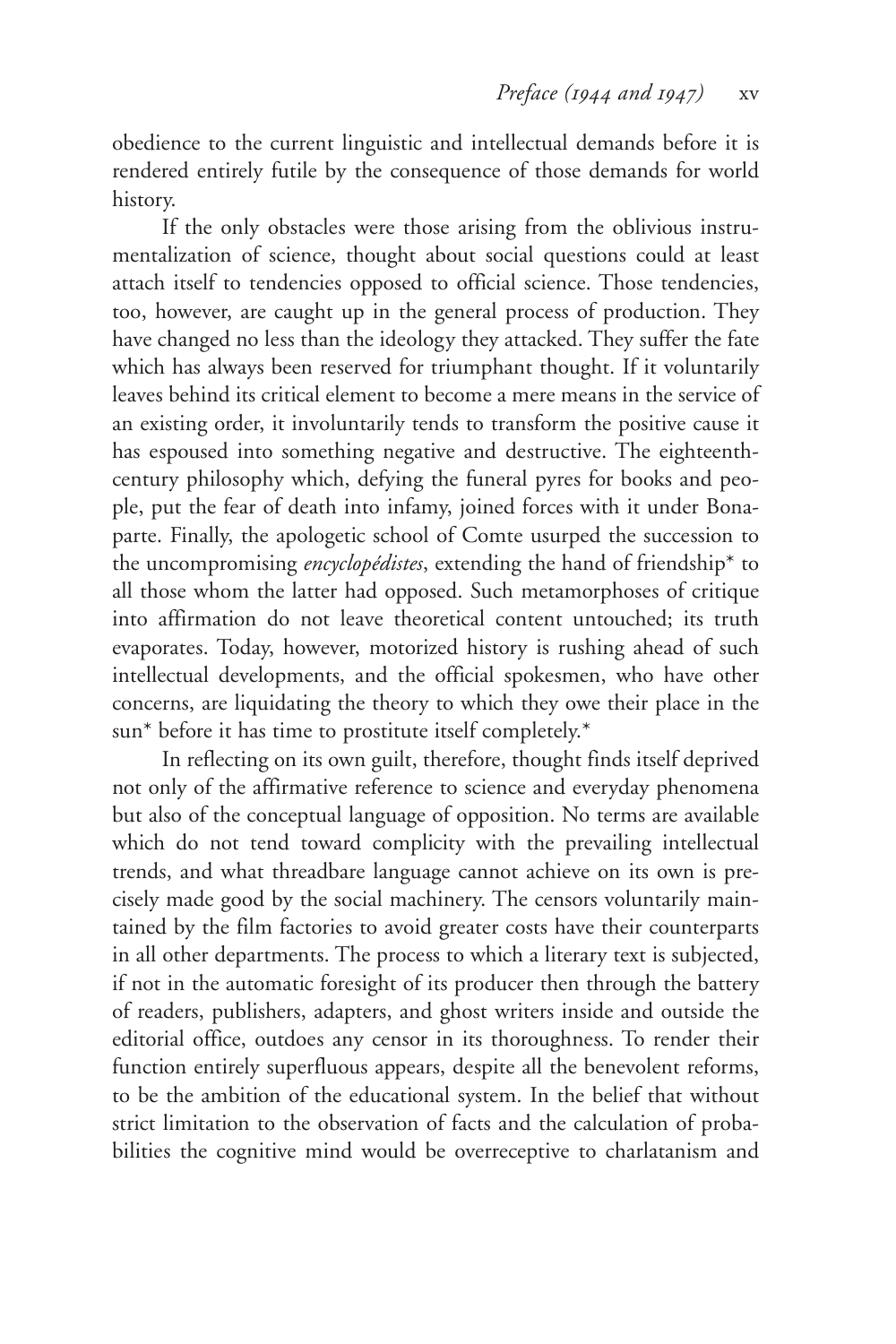obedience to the current linguistic and intellectual demands before it is rendered entirely futile by the consequence of those demands for world history.

If the only obstacles were those arising from the oblivious instrumentalization of science, thought about social questions could at least attach itself to tendencies opposed to official science. Those tendencies, too, however, are caught up in the general process of production. They have changed no less than the ideology they attacked. They suffer the fate which has always been reserved for triumphant thought. If it voluntarily leaves behind its critical element to become a mere means in the service of an existing order, it involuntarily tends to transform the positive cause it has espoused into something negative and destructive. The eighteenth-century philosophy which, defying the funeral pyres for books and people, put the fear of death into infamy, joined forces with it under Bonaparte. Finally, the apologetic school of Comte usurped the succession to the uncompromising *encyclopédistes*, extending the hand of friendship* to all those whom the latter had opposed. Such metamorphoses of critique into affirmation do not leave theoretical content untouched; its truth evaporates. Today, however, motorized history is rushing ahead of such intellectual developments, and the official spokesmen, who have other concerns, are liquidating the theory to which they owe their place in the sun* before it has time to prostitute itself completely.*

In reflecting on its own guilt, therefore, thought finds itself deprived not only of the affirmative reference to science and everyday phenomena but also of the conceptual language of opposition. No terms are available which do not tend toward complicity with the prevailing intellectual trends, and what threadbare language cannot achieve on its own is precisely made good by the social machinery. The censors voluntarily maintained by the film factories to avoid greater costs have their counterparts in all other departments. The process to which a literary text is subjected, if not in the automatic foresight of its producer then through the battery of readers, publishers, adapters, and ghost writers inside and outside the editorial office, outdoes any censor in its thoroughness. To render their function entirely superfluous appears, despite all the benevolent reforms, to be the ambition of the educational system. In the belief that without strict limitation to the observation of facts and the calculation of probabilities the cognitive mind would be overreceptive to charlatanism and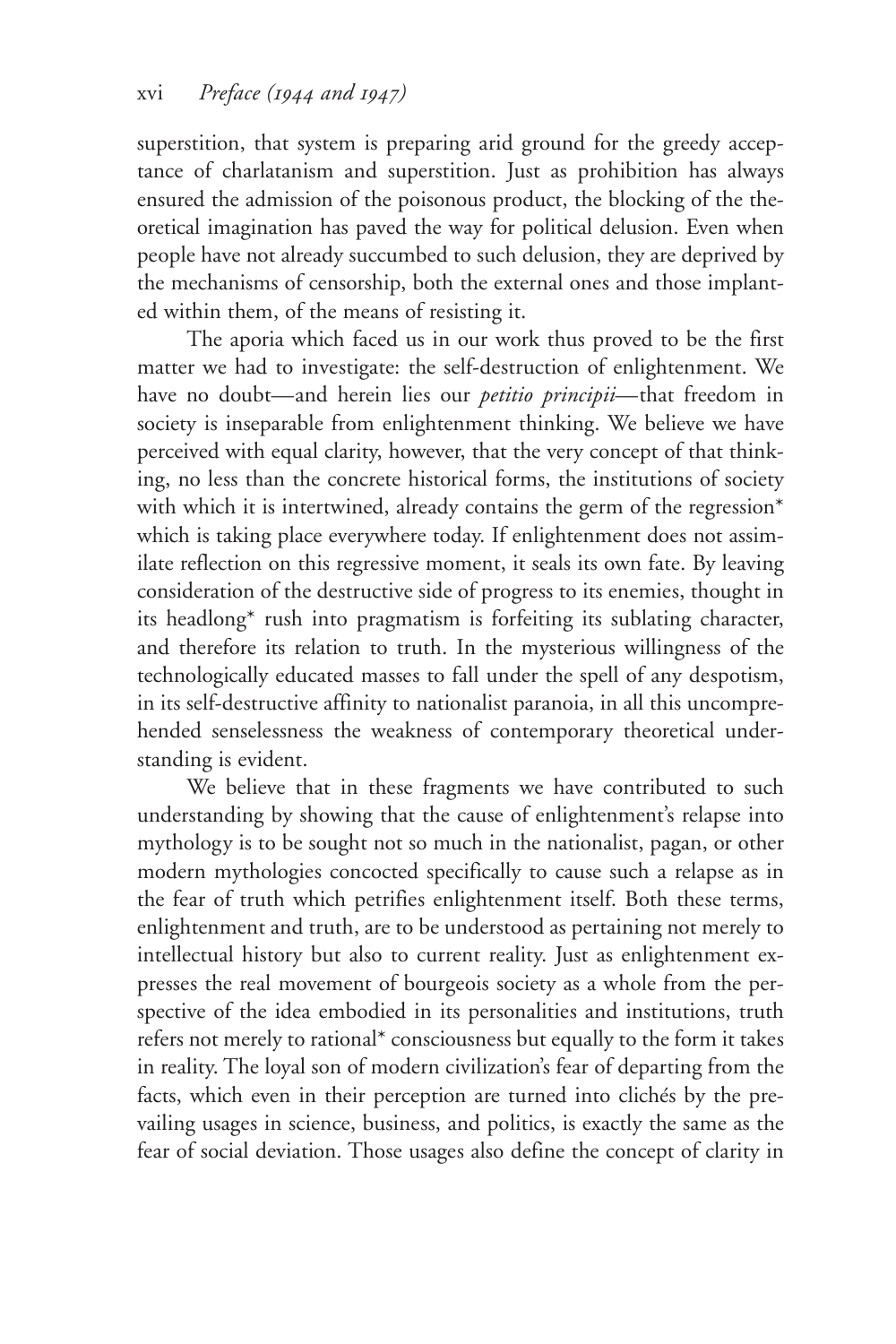superstition, that system is preparing arid ground for the greedy acceptance of charlatanism and superstition. Just as prohibition has always ensured the admission of the poisonous product, the blocking of the theoretical imagination has paved the way for political delusion. Even when people have not already succumbed to such delusion, they are deprived by the mechanisms of censorship, both the external ones and those implanted within them, of the means of resisting it.

The aporia which faced us in our work thus proved to be the first matter we had to investigate: the self-destruction of enlightenment. We have no doubt—and herein lies our *petitio principii*—that freedom in society is inseparable from enlightenment thinking. We believe we have perceived with equal clarity, however, that the very concept of that thinking, no less than the concrete historical forms, the institutions of society with which it is intertwined, already contains the germ of the regression* which is taking place everywhere today. If enlightenment does not assimilate reflection on this regressive moment, it seals its own fate. By leaving consideration of the destructive side of progress to its enemies, thought in its headlong* rush into pragmatism is forfeiting its sublating character, and therefore its relation to truth. In the mysterious willingness of the technologically educated masses to fall under the spell of any despotism, in its self-destructive affinity to nationalist paranoia, in all this uncomprehended senselessness the weakness of contemporary theoretical understanding is evident.

We believe that in these fragments we have contributed to such understanding by showing that the cause of enlightenment's relapse into mythology is to be sought not so much in the nationalist, pagan, or other modern mythologies concocted specifically to cause such a relapse as in the fear of truth which petrifies enlightenment itself. Both these terms, enlightenment and truth, are to be understood as pertaining not merely to intellectual history but also to current reality. Just as enlightenment expresses the real movement of bourgeois society as a whole from the perspective of the idea embodied in its personalities and institutions, truth refers not merely to rational* consciousness but equally to the form it takes in reality. The loyal son of modern civilization's fear of departing from the facts, which even in their perception are turned into clichés by the prevailing usages in science, business, and politics, is exactly the same as the fear of social deviation. Those usages also define the concept of clarity in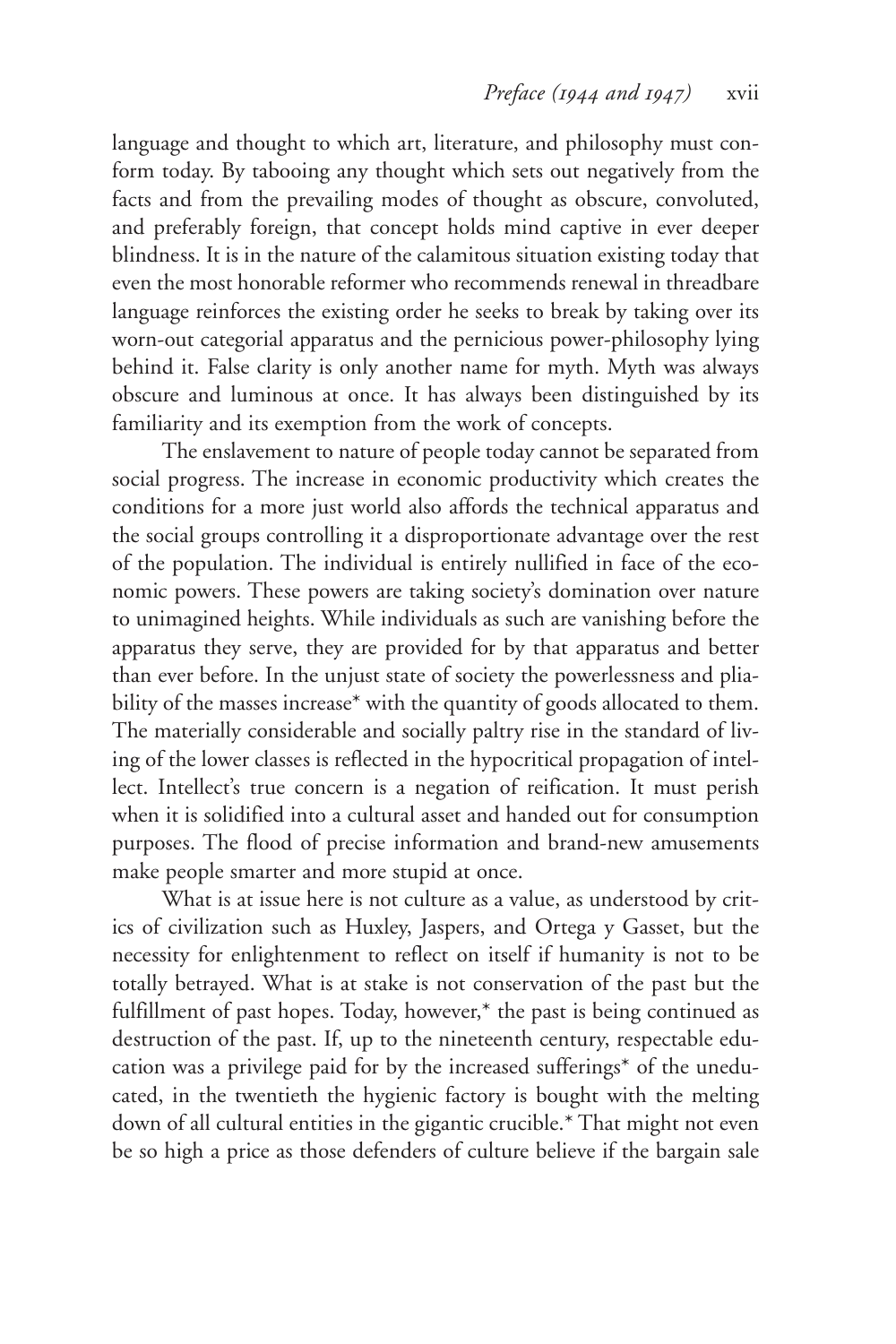language and thought to which art, literature, and philosophy must conform today. By tabooing any thought which sets out negatively from the facts and from the prevailing modes of thought as obscure, convoluted, and preferably foreign, that concept holds mind captive in ever deeper blindness. It is in the nature of the calamitous situation existing today that even the most honorable reformer who recommends renewal in threadbare language reinforces the existing order he seeks to break by taking over its worn-out categorial apparatus and the pernicious power-philosophy lying behind it. False clarity is only another name for myth. Myth was always obscure and luminous at once. It has always been distinguished by its familiarity and its exemption from the work of concepts.

The enslavement to nature of people today cannot be separated from social progress. The increase in economic productivity which creates the conditions for a more just world also affords the technical apparatus and the social groups controlling it a disproportionate advantage over the rest of the population. The individual is entirely nullified in face of the economic powers. These powers are taking society's domination over nature to unimagined heights. While individuals as such are vanishing before the apparatus they serve, they are provided for by that apparatus and better than ever before. In the unjust state of society the powerlessness and pliability of the masses increase* with the quantity of goods allocated to them. The materially considerable and socially paltry rise in the standard of living of the lower classes is reflected in the hypocritical propagation of intellect. Intellect's true concern is a negation of reification. It must perish when it is solidified into a cultural asset and handed out for consumption purposes. The flood of precise information and brand-new amusements make people smarter and more stupid at once.

What is at issue here is not culture as a value, as understood by critics of civilization such as Huxley, Jaspers, and Ortega y Gasset, but the necessity for enlightenment to reflect on itself if humanity is not to be totally betrayed. What is at stake is not conservation of the past but the fulfillment of past hopes. Today, however,* the past is being continued as destruction of the past. If, up to the nineteenth century, respectable education was a privilege paid for by the increased sufferings* of the uneducated, in the twentieth the hygienic factory is bought with the melting down of all cultural entities in the gigantic crucible.* That might not even be so high a price as those defenders of culture believe if the bargain sale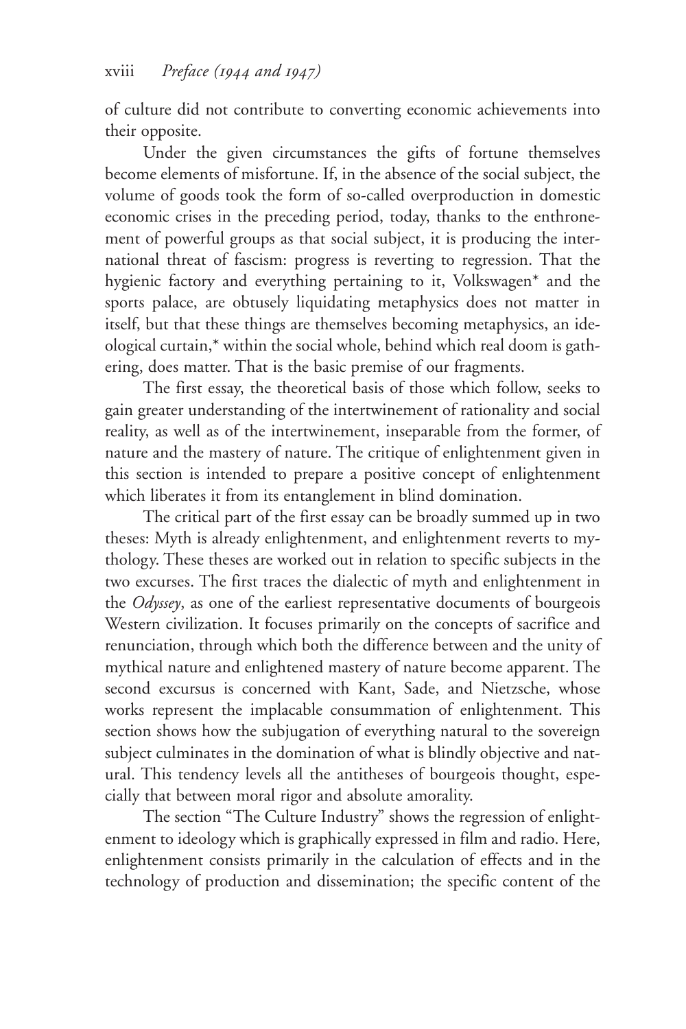of culture did not contribute to converting economic achievements into their opposite.

Under the given circumstances the gifts of fortune themselves become elements of misfortune. If, in the absence of the social subject, the volume of goods took the form of so-called overproduction in domestic economic crises in the preceding period, today, thanks to the enthronement of powerful groups as that social subject, it is producing the international threat of fascism: progress is reverting to regression. That the hygienic factory and everything pertaining to it, Volkswagen* and the sports palace, are obtusely liquidating metaphysics does not matter in itself, but that these things are themselves becoming metaphysics, an ideological curtain,* within the social whole, behind which real doom is gathering, does matter. That is the basic premise of our fragments.

The first essay, the theoretical basis of those which follow, seeks to gain greater understanding of the intertwinement of rationality and social reality, as well as of the intertwinement, inseparable from the former, of nature and the mastery of nature. The critique of enlightenment given in this section is intended to prepare a positive concept of enlightenment which liberates it from its entanglement in blind domination.

The critical part of the first essay can be broadly summed up in two theses: Myth is already enlightenment, and enlightenment reverts to mythology. These theses are worked out in relation to specific subjects in the two excurses. The first traces the dialectic of myth and enlightenment in the *Odyssey*, as one of the earliest representative documents of bourgeois Western civilization. It focuses primarily on the concepts of sacrifice and renunciation, through which both the difference between and the unity of mythical nature and enlightened mastery of nature become apparent. The second excursus is concerned with Kant, Sade, and Nietzsche, whose works represent the implacable consummation of enlightenment. This section shows how the subjugation of everything natural to the sovereign subject culminates in the domination of what is blindly objective and natural. This tendency levels all the antitheses of bourgeois thought, especially that between moral rigor and absolute amorality.

The section "The Culture Industry" shows the regression of enlightenment to ideology which is graphically expressed in film and radio. Here, enlightenment consists primarily in the calculation of effects and in the technology of production and dissemination; the specific content of the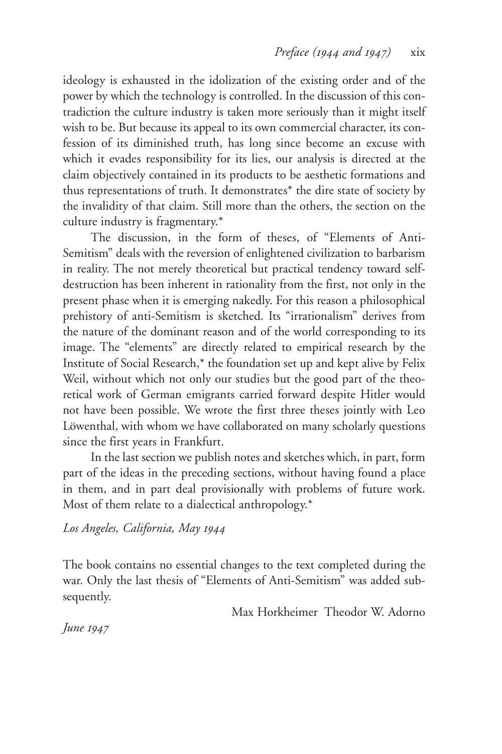ideology is exhausted in the idolization of the existing order and of the power by which the technology is controlled. In the discussion of this contradiction the culture industry is taken more seriously than it might itself wish to be. But because its appeal to its own commercial character, its confession of its diminished truth, has long since become an excuse with which it evades responsibility for its lies, our analysis is directed at the claim objectively contained in its products to be aesthetic formations and thus representations of truth. It demonstrates* the dire state of society by the invalidity of that claim. Still more than the others, the section on the culture industry is fragmentary.*

The discussion, in the form of theses, of "Elements of Anti-Semitism" deals with the reversion of enlightened civilization to barbarism in reality. The not merely theoretical but practical tendency toward self-destruction has been inherent in rationality from the first, not only in the present phase when it is emerging nakedly. For this reason a philosophical prehistory of anti-Semitism is sketched. Its "irrationalism" derives from the nature of the dominant reason and of the world corresponding to its image. The "elements" are directly related to empirical research by the Institute of Social Research,* the foundation set up and kept alive by Felix Weil, without which not only our studies but the good part of the theoretical work of German emigrants carried forward despite Hitler would not have been possible. We wrote the first three theses jointly with Leo Löwenthal, with whom we have collaborated on many scholarly questions since the first years in Frankfurt.

In the last section we publish notes and sketches which, in part, form part of the ideas in the preceding sections, without having found a place in them, and in part deal provisionally with problems of future work. Most of them relate to a dialectical anthropology.*

*Los Angeles, California, May 1944*

The book contains no essential changes to the text completed during the war. Only the last thesis of "Elements of Anti-Semitism" was added subsequently.

Max Horkheimer Theodor W. Adorno

*June 1947*